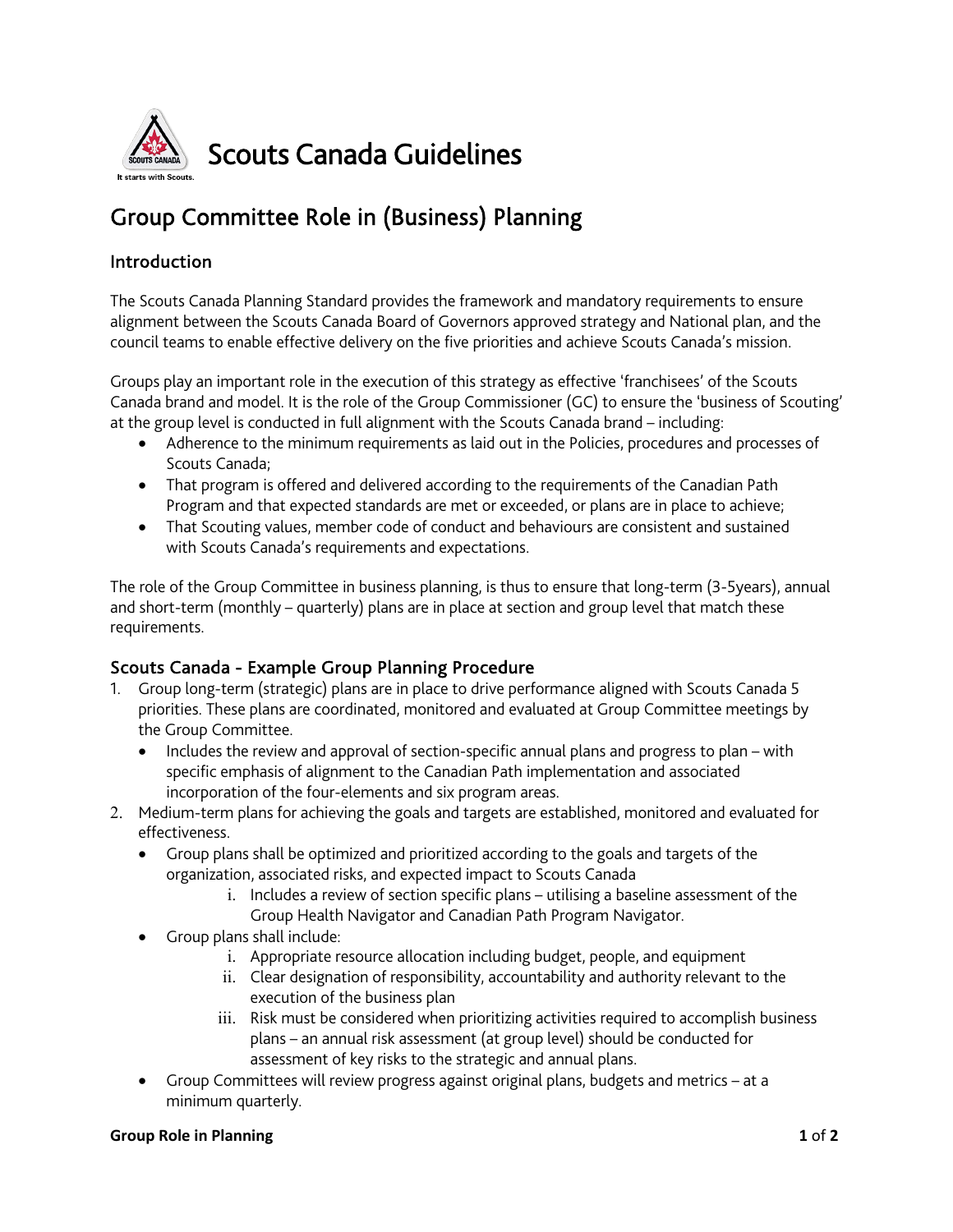Scouts Canada Guidelines

# Group Committee Role in (Business) Planning

## Introduction

The Scouts Canada Planning Standard provides the framework and mandatory requirements to ensure alignment between the Scouts Canada Board of Governors approved strategy and National plan, and the council teams to enable effective delivery on the five priorities and achieve Scouts Canada's mission.

Groups play an important role in the execution of this strategy as effective 'franchisees' of the Scouts Canada brand and model. It is the role of the Group Commissioner (GC) to ensure the 'business of Scouting' at the group level is conducted in full alignment with the Scouts Canada brand – including:

- Adherence to the minimum requirements as laid out in the Policies, procedures and processes of Scouts Canada;
- That program is offered and delivered according to the requirements of the Canadian Path Program and that expected standards are met or exceeded, or plans are in place to achieve;
- That Scouting values, member code of conduct and behaviours are consistent and sustained with Scouts Canada's requirements and expectations.

The role of the Group Committee in business planning, is thus to ensure that long-term (3-5years), annual and short-term (monthly – quarterly) plans are in place at section and group level that match these requirements.

## Scouts Canada - Example Group Planning Procedure

1. Group long-term (strategic) plans are in place to drive performance aligned with Scouts Canada 5 priorities. These plans are coordinated, monitored and evaluated at Group Committee meetings by the Group Committee.
   - Includes the review and approval of section-specific annual plans and progress to plan – with specific emphasis of alignment to the Canadian Path implementation and associated incorporation of the four-elements and six program areas.
2. Medium-term plans for achieving the goals and targets are established, monitored and evaluated for effectiveness.
   - Group plans shall be optimized and prioritized according to the goals and targets of the organization, associated risks, and expected impact to Scouts Canada
     i. Includes a review of section specific plans – utilising a baseline assessment of the Group Health Navigator and Canadian Path Program Navigator.
   - Group plans shall include:
     i. Appropriate resource allocation including budget, people, and equipment
     ii. Clear designation of responsibility, accountability and authority relevant to the execution of the business plan
     iii. Risk must be considered when prioritizing activities required to accomplish business plans – an annual risk assessment (at group level) should be conducted for assessment of key risks to the strategic and annual plans.
   - Group Committees will review progress against original plans, budgets and metrics – at a minimum quarterly.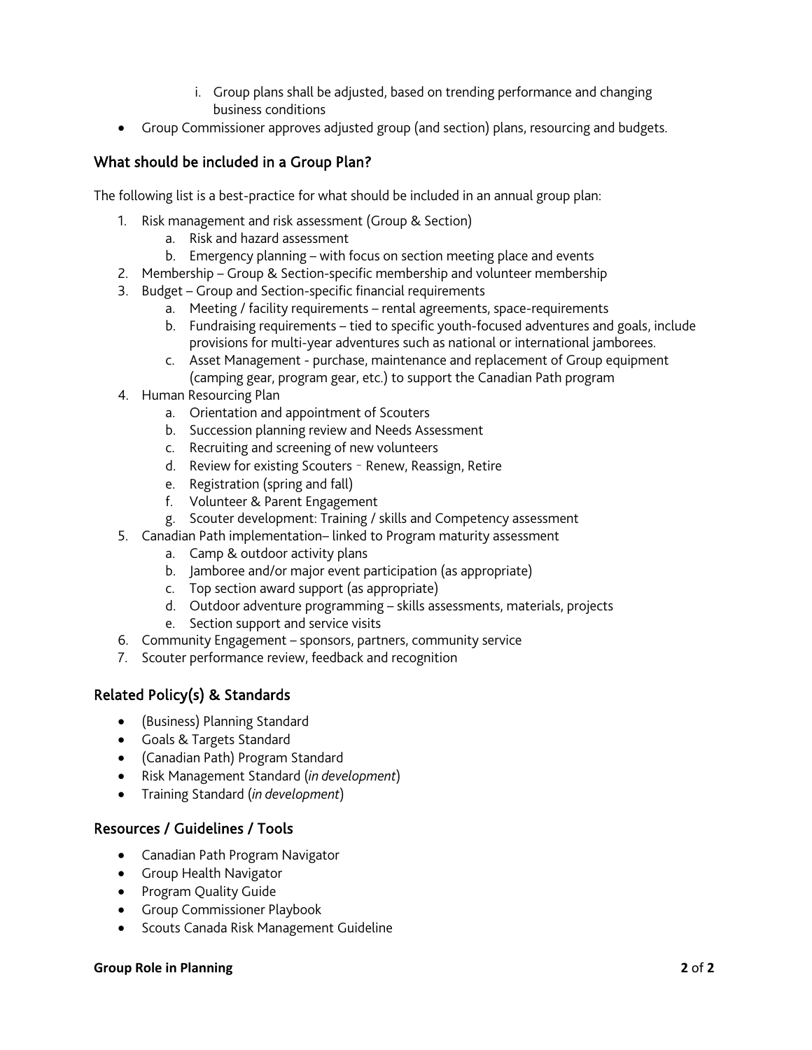i. Group plans shall be adjusted, based on trending performance and changing business conditions

- Group Commissioner approves adjusted group (and section) plans, resourcing and budgets.

## What should be included in a Group Plan?

The following list is a best-practice for what should be included in an annual group plan:

1. Risk management and risk assessment (Group & Section)
    a. Risk and hazard assessment
    b. Emergency planning – with focus on section meeting place and events
2. Membership – Group & Section-specific membership and volunteer membership
3. Budget – Group and Section-specific financial requirements
    a. Meeting / facility requirements – rental agreements, space-requirements
    b. Fundraising requirements – tied to specific youth-focused adventures and goals, include provisions for multi-year adventures such as national or international jamborees.
    c. Asset Management - purchase, maintenance and replacement of Group equipment (camping gear, program gear, etc.) to support the Canadian Path program
4. Human Resourcing Plan
    a. Orientation and appointment of Scouters
    b. Succession planning review and Needs Assessment
    c. Recruiting and screening of new volunteers
    d. Review for existing Scouters ‑ Renew, Reassign, Retire
    e. Registration (spring and fall)
    f. Volunteer & Parent Engagement
    g. Scouter development: Training / skills and Competency assessment
5. Canadian Path implementation– linked to Program maturity assessment
    a. Camp & outdoor activity plans
    b. Jamboree and/or major event participation (as appropriate)
    c. Top section award support (as appropriate)
    d. Outdoor adventure programming – skills assessments, materials, projects
    e. Section support and service visits
6. Community Engagement – sponsors, partners, community service
7. Scouter performance review, feedback and recognition

## Related Policy(s) & Standards

- (Business) Planning Standard
- Goals & Targets Standard
- (Canadian Path) Program Standard
- Risk Management Standard (*in development*)
- Training Standard (*in development*)

## Resources / Guidelines / Tools

- Canadian Path Program Navigator
- Group Health Navigator
- Program Quality Guide
- Group Commissioner Playbook
- Scouts Canada Risk Management Guideline